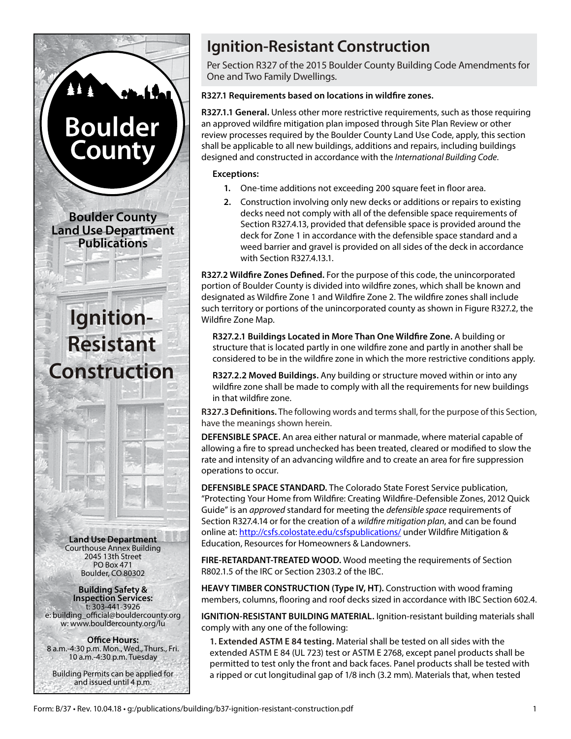Boulder County

**Boulder County Land Use Department Publications**

# Ignition-Resistant Construction

**Land Use Department**
Courthouse Annex Building
2045 13th Street
PO Box 471
Boulder, CO 80302

**Building Safety & Inspection Services:**
t: 303-441-3926
e: building_official@bouldercounty.org
w: www.bouldercounty.org/lu

**Office Hours:**
8 a.m.-4:30 p.m. Mon., Wed., Thurs., Fri.
10 a.m.-4:30 p.m. Tuesday

Building Permits can be applied for and issued until 4 p.m.

# Ignition-Resistant Construction

Per Section R327 of the 2015 Boulder County Building Code Amendments for One and Two Family Dwellings.

**R327.1 Requirements based on locations in wildfire zones.**

**R327.1.1 General.** Unless other more restrictive requirements, such as those requiring an approved wildfire mitigation plan imposed through Site Plan Review or other review processes required by the Boulder County Land Use Code, apply, this section shall be applicable to all new buildings, additions and repairs, including buildings designed and constructed in accordance with the *International Building Code*.

**Exceptions:**

1. One-time additions not exceeding 200 square feet in floor area.
2. Construction involving only new decks or additions or repairs to existing decks need not comply with all of the defensible space requirements of Section R327.4.13, provided that defensible space is provided around the deck for Zone 1 in accordance with the defensible space standard and a weed barrier and gravel is provided on all sides of the deck in accordance with Section R327.4.13.1.

**R327.2 Wildfire Zones Defined.** For the purpose of this code, the unincorporated portion of Boulder County is divided into wildfire zones, which shall be known and designated as Wildfire Zone 1 and Wildfire Zone 2. The wildfire zones shall include such territory or portions of the unincorporated county as shown in Figure R327.2, the Wildfire Zone Map.

**R327.2.1 Buildings Located in More Than One Wildfire Zone.** A building or structure that is located partly in one wildfire zone and partly in another shall be considered to be in the wildfire zone in which the more restrictive conditions apply.

**R327.2.2 Moved Buildings.** Any building or structure moved within or into any wildfire zone shall be made to comply with all the requirements for new buildings in that wildfire zone.

**R327.3 Definitions.** The following words and terms shall, for the purpose of this Section, have the meanings shown herein.

**DEFENSIBLE SPACE.** An area either natural or manmade, where material capable of allowing a fire to spread unchecked has been treated, cleared or modified to slow the rate and intensity of an advancing wildfire and to create an area for fire suppression operations to occur.

**DEFENSIBLE SPACE STANDARD.** The Colorado State Forest Service publication, "Protecting Your Home from Wildfire: Creating Wildfire-Defensible Zones, 2012 Quick Guide" is an *approved* standard for meeting the *defensible space* requirements of Section R327.4.14 or for the creation of a *wildfire mitigation plan*, and can be found online at: http://csfs.colostate.edu/csfspublications/ under Wildfire Mitigation & Education, Resources for Homeowners & Landowners.

**FIRE-RETARDANT-TREATED WOOD.** Wood meeting the requirements of Section R802.1.5 of the IRC or Section 2303.2 of the IBC.

**HEAVY TIMBER CONSTRUCTION (Type IV, HT).** Construction with wood framing members, columns, flooring and roof decks sized in accordance with IBC Section 602.4.

**IGNITION-RESISTANT BUILDING MATERIAL.** Ignition-resistant building materials shall comply with any one of the following:

**1. Extended ASTM E 84 testing.** Material shall be tested on all sides with the extended ASTM E 84 (UL 723) test or ASTM E 2768, except panel products shall be permitted to test only the front and back faces. Panel products shall be tested with a ripped or cut longitudinal gap of 1/8 inch (3.2 mm). Materials that, when tested

Form: B/37 • Rev. 10.04.18 • g:/publications/building/b37-ignition-resistant-construction.pdf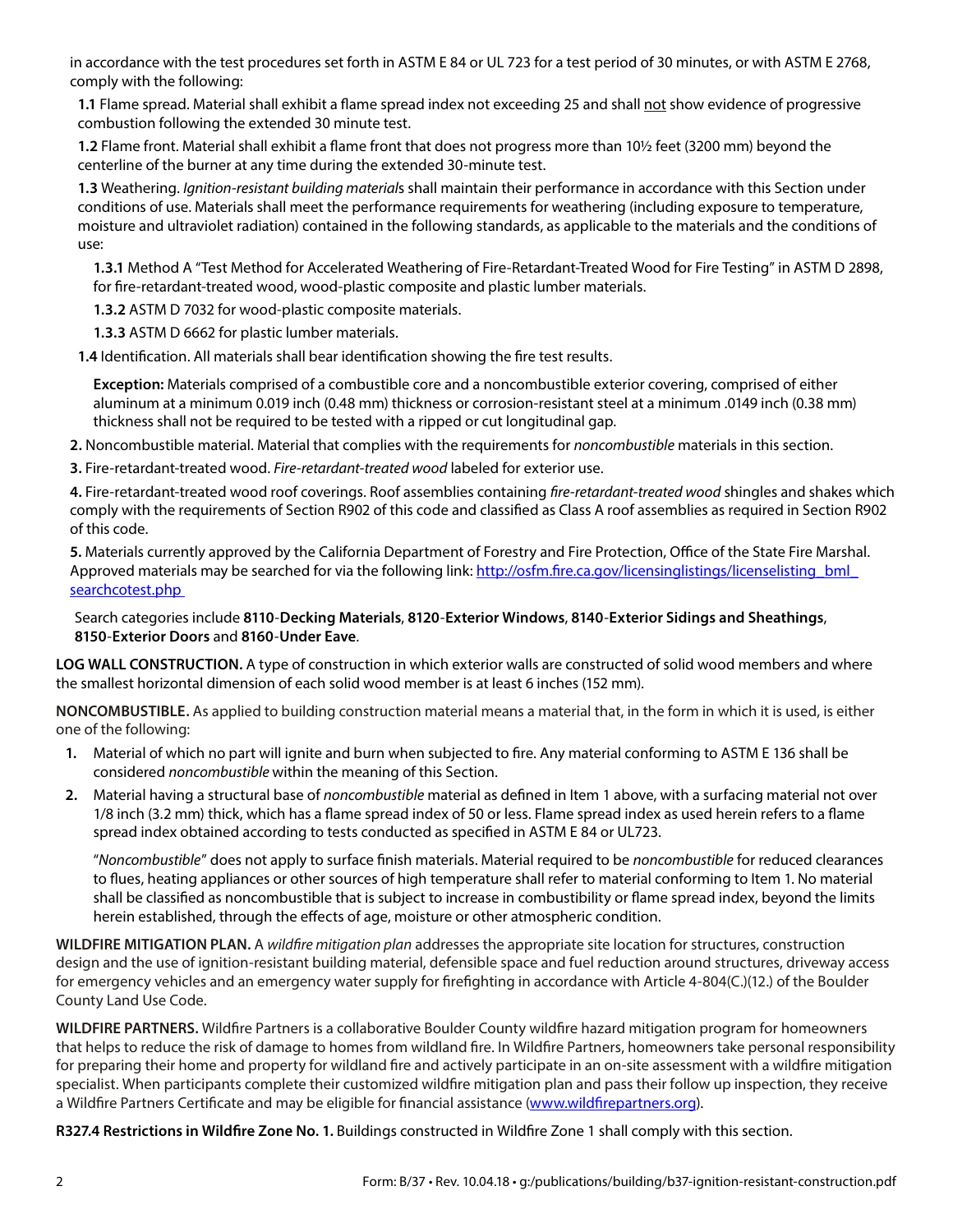in accordance with the test procedures set forth in ASTM E 84 or UL 723 for a test period of 30 minutes, or with ASTM E 2768, comply with the following:

**1.1** Flame spread. Material shall exhibit a flame spread index not exceeding 25 and shall not show evidence of progressive combustion following the extended 30 minute test.

**1.2** Flame front. Material shall exhibit a flame front that does not progress more than 10½ feet (3200 mm) beyond the centerline of the burner at any time during the extended 30-minute test.

**1.3** Weathering. *Ignition-resistant building material*s shall maintain their performance in accordance with this Section under conditions of use. Materials shall meet the performance requirements for weathering (including exposure to temperature, moisture and ultraviolet radiation) contained in the following standards, as applicable to the materials and the conditions of use:

**1.3.1** Method A "Test Method for Accelerated Weathering of Fire-Retardant-Treated Wood for Fire Testing" in ASTM D 2898, for fire-retardant-treated wood, wood-plastic composite and plastic lumber materials.

**1.3.2** ASTM D 7032 for wood-plastic composite materials.

**1.3.3** ASTM D 6662 for plastic lumber materials.

**1.4** Identification. All materials shall bear identification showing the fire test results.

**Exception:** Materials comprised of a combustible core and a noncombustible exterior covering, comprised of either aluminum at a minimum 0.019 inch (0.48 mm) thickness or corrosion-resistant steel at a minimum .0149 inch (0.38 mm) thickness shall not be required to be tested with a ripped or cut longitudinal gap.

**2.** Noncombustible material. Material that complies with the requirements for *noncombustible* materials in this section.

**3.** Fire-retardant-treated wood. *Fire-retardant-treated wood* labeled for exterior use.

**4.** Fire-retardant-treated wood roof coverings. Roof assemblies containing *fire-retardant-treated wood* shingles and shakes which comply with the requirements of Section R902 of this code and classified as Class A roof assemblies as required in Section R902 of this code.

**5.** Materials currently approved by the California Department of Forestry and Fire Protection, Office of the State Fire Marshal. Approved materials may be searched for via the following link: http://osfm.fire.ca.gov/licensinglistings/licenselisting_bml_searchcotest.php

Search categories include **8110-Decking Materials**, **8120-Exterior Windows**, **8140-Exterior Sidings and Sheathings**, **8150-Exterior Doors** and **8160-Under Eave**.

**LOG WALL CONSTRUCTION.** A type of construction in which exterior walls are constructed of solid wood members and where the smallest horizontal dimension of each solid wood member is at least 6 inches (152 mm).

**NONCOMBUSTIBLE.** As applied to building construction material means a material that, in the form in which it is used, is either one of the following:

1. Material of which no part will ignite and burn when subjected to fire. Any material conforming to ASTM E 136 shall be considered *noncombustible* within the meaning of this Section.
2. Material having a structural base of *noncombustible* material as defined in Item 1 above, with a surfacing material not over 1/8 inch (3.2 mm) thick, which has a flame spread index of 50 or less. Flame spread index as used herein refers to a flame spread index obtained according to tests conducted as specified in ASTM E 84 or UL723.

"*Noncombustible*" does not apply to surface finish materials. Material required to be *noncombustible* for reduced clearances to flues, heating appliances or other sources of high temperature shall refer to material conforming to Item 1. No material shall be classified as noncombustible that is subject to increase in combustibility or flame spread index, beyond the limits herein established, through the effects of age, moisture or other atmospheric condition.

**WILDFIRE MITIGATION PLAN.** A *wildfire mitigation plan* addresses the appropriate site location for structures, construction design and the use of ignition-resistant building material, defensible space and fuel reduction around structures, driveway access for emergency vehicles and an emergency water supply for firefighting in accordance with Article 4-804(C.)(12.) of the Boulder County Land Use Code.

**WILDFIRE PARTNERS.** Wildfire Partners is a collaborative Boulder County wildfire hazard mitigation program for homeowners that helps to reduce the risk of damage to homes from wildland fire. In Wildfire Partners, homeowners take personal responsibility for preparing their home and property for wildland fire and actively participate in an on-site assessment with a wildfire mitigation specialist. When participants complete their customized wildfire mitigation plan and pass their follow up inspection, they receive a Wildfire Partners Certificate and may be eligible for financial assistance (www.wildfirepartners.org).

**R327.4 Restrictions in Wildfire Zone No. 1.** Buildings constructed in Wildfire Zone 1 shall comply with this section.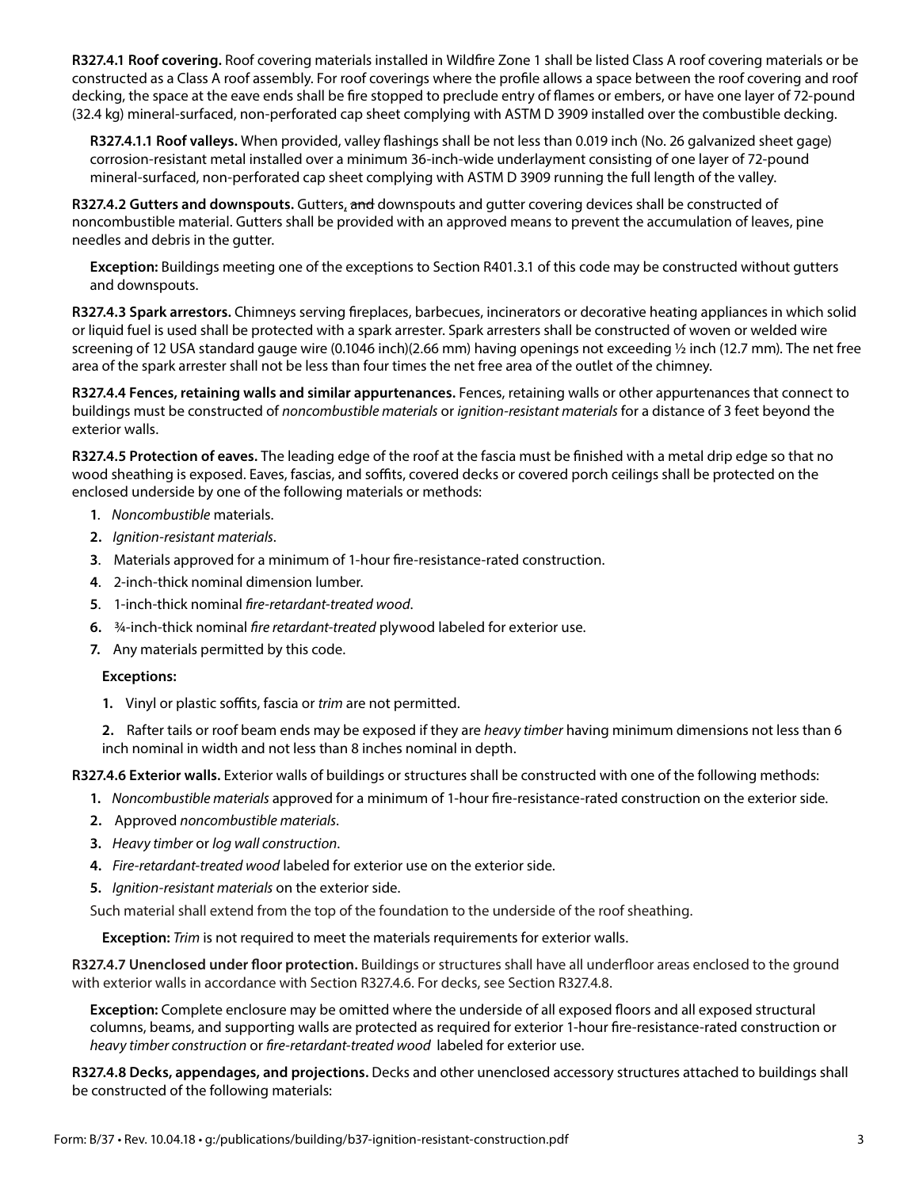**R327.4.1 Roof covering.** Roof covering materials installed in Wildfire Zone 1 shall be listed Class A roof covering materials or be constructed as a Class A roof assembly. For roof coverings where the profile allows a space between the roof covering and roof decking, the space at the eave ends shall be fire stopped to preclude entry of flames or embers, or have one layer of 72-pound (32.4 kg) mineral-surfaced, non-perforated cap sheet complying with ASTM D 3909 installed over the combustible decking.

**R327.4.1.1 Roof valleys.** When provided, valley flashings shall be not less than 0.019 inch (No. 26 galvanized sheet gage) corrosion-resistant metal installed over a minimum 36-inch-wide underlayment consisting of one layer of 72-pound mineral-surfaced, non-perforated cap sheet complying with ASTM D 3909 running the full length of the valley.

**R327.4.2 Gutters and downspouts.** Gutters, ~~and~~ downspouts and gutter covering devices shall be constructed of noncombustible material. Gutters shall be provided with an approved means to prevent the accumulation of leaves, pine needles and debris in the gutter.

**Exception:** Buildings meeting one of the exceptions to Section R401.3.1 of this code may be constructed without gutters and downspouts.

**R327.4.3 Spark arrestors.** Chimneys serving fireplaces, barbecues, incinerators or decorative heating appliances in which solid or liquid fuel is used shall be protected with a spark arrester. Spark arresters shall be constructed of woven or welded wire screening of 12 USA standard gauge wire (0.1046 inch)(2.66 mm) having openings not exceeding ½ inch (12.7 mm). The net free area of the spark arrester shall not be less than four times the net free area of the outlet of the chimney.

**R327.4.4 Fences, retaining walls and similar appurtenances.** Fences, retaining walls or other appurtenances that connect to buildings must be constructed of *noncombustible materials* or *ignition-resistant materials* for a distance of 3 feet beyond the exterior walls.

**R327.4.5 Protection of eaves.** The leading edge of the roof at the fascia must be finished with a metal drip edge so that no wood sheathing is exposed. Eaves, fascias, and soffits, covered decks or covered porch ceilings shall be protected on the enclosed underside by one of the following materials or methods:

1. *Noncombustible* materials.
2. *Ignition-resistant materials*.
3. Materials approved for a minimum of 1-hour fire-resistance-rated construction.
4. 2-inch-thick nominal dimension lumber.
5. 1-inch-thick nominal *fire-retardant-treated wood*.
6. ¾-inch-thick nominal *fire retardant-treated* plywood labeled for exterior use.
7. Any materials permitted by this code.

**Exceptions:**

1. Vinyl or plastic soffits, fascia or *trim* are not permitted.
2. Rafter tails or roof beam ends may be exposed if they are *heavy timber* having minimum dimensions not less than 6 inch nominal in width and not less than 8 inches nominal in depth.

**R327.4.6 Exterior walls.** Exterior walls of buildings or structures shall be constructed with one of the following methods:

1. *Noncombustible materials* approved for a minimum of 1-hour fire-resistance-rated construction on the exterior side.
2. Approved *noncombustible materials*.
3. *Heavy timber* or *log wall construction*.
4. *Fire-retardant-treated wood* labeled for exterior use on the exterior side.
5. *Ignition-resistant materials* on the exterior side.

Such material shall extend from the top of the foundation to the underside of the roof sheathing.

**Exception:** *Trim* is not required to meet the materials requirements for exterior walls.

**R327.4.7 Unenclosed under floor protection.** Buildings or structures shall have all underfloor areas enclosed to the ground with exterior walls in accordance with Section R327.4.6. For decks, see Section R327.4.8.

**Exception:** Complete enclosure may be omitted where the underside of all exposed floors and all exposed structural columns, beams, and supporting walls are protected as required for exterior 1-hour fire-resistance-rated construction or *heavy timber construction* or *fire-retardant-treated wood* labeled for exterior use.

**R327.4.8 Decks, appendages, and projections.** Decks and other unenclosed accessory structures attached to buildings shall be constructed of the following materials: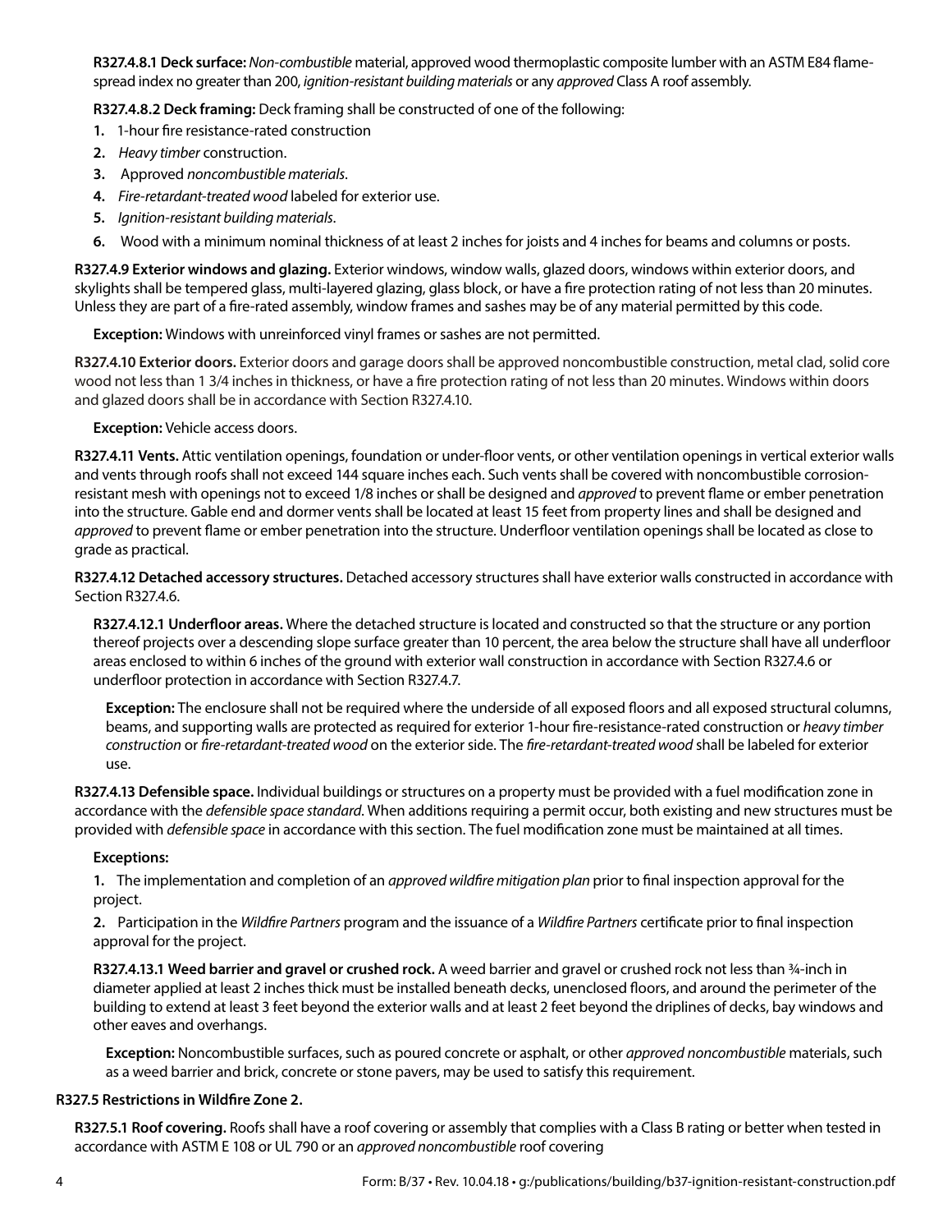**R327.4.8.1 Deck surface:** *Non-combustible* material, approved wood thermoplastic composite lumber with an ASTM E84 flame-spread index no greater than 200, *ignition-resistant building materials* or any *approved* Class A roof assembly.

**R327.4.8.2 Deck framing:** Deck framing shall be constructed of one of the following:

1. 1-hour fire resistance-rated construction
2. *Heavy timber* construction.
3. Approved *noncombustible materials*.
4. *Fire-retardant-treated wood* labeled for exterior use.
5. *Ignition-resistant building materials*.
6. Wood with a minimum nominal thickness of at least 2 inches for joists and 4 inches for beams and columns or posts.

**R327.4.9 Exterior windows and glazing.** Exterior windows, window walls, glazed doors, windows within exterior doors, and skylights shall be tempered glass, multi-layered glazing, glass block, or have a fire protection rating of not less than 20 minutes. Unless they are part of a fire-rated assembly, window frames and sashes may be of any material permitted by this code.

**Exception:** Windows with unreinforced vinyl frames or sashes are not permitted.

**R327.4.10 Exterior doors.** Exterior doors and garage doors shall be approved noncombustible construction, metal clad, solid core wood not less than 1 3/4 inches in thickness, or have a fire protection rating of not less than 20 minutes. Windows within doors and glazed doors shall be in accordance with Section R327.4.10.

**Exception:** Vehicle access doors.

**R327.4.11 Vents.** Attic ventilation openings, foundation or under-floor vents, or other ventilation openings in vertical exterior walls and vents through roofs shall not exceed 144 square inches each. Such vents shall be covered with noncombustible corrosion-resistant mesh with openings not to exceed 1/8 inches or shall be designed and *approved* to prevent flame or ember penetration into the structure. Gable end and dormer vents shall be located at least 15 feet from property lines and shall be designed and *approved* to prevent flame or ember penetration into the structure. Underfloor ventilation openings shall be located as close to grade as practical.

**R327.4.12 Detached accessory structures.** Detached accessory structures shall have exterior walls constructed in accordance with Section R327.4.6.

**R327.4.12.1 Underfloor areas.** Where the detached structure is located and constructed so that the structure or any portion thereof projects over a descending slope surface greater than 10 percent, the area below the structure shall have all underfloor areas enclosed to within 6 inches of the ground with exterior wall construction in accordance with Section R327.4.6 or underfloor protection in accordance with Section R327.4.7.

**Exception:** The enclosure shall not be required where the underside of all exposed floors and all exposed structural columns, beams, and supporting walls are protected as required for exterior 1-hour fire-resistance-rated construction or *heavy timber construction* or *fire-retardant-treated wood* on the exterior side. The *fire-retardant-treated wood* shall be labeled for exterior use.

**R327.4.13 Defensible space.** Individual buildings or structures on a property must be provided with a fuel modification zone in accordance with the *defensible space standard*. When additions requiring a permit occur, both existing and new structures must be provided with *defensible space* in accordance with this section. The fuel modification zone must be maintained at all times.

**Exceptions:**

1. The implementation and completion of an *approved wildfire mitigation plan* prior to final inspection approval for the project.
2. Participation in the *Wildfire Partners* program and the issuance of a *Wildfire Partners* certificate prior to final inspection approval for the project.

**R327.4.13.1 Weed barrier and gravel or crushed rock.** A weed barrier and gravel or crushed rock not less than ¾-inch in diameter applied at least 2 inches thick must be installed beneath decks, unenclosed floors, and around the perimeter of the building to extend at least 3 feet beyond the exterior walls and at least 2 feet beyond the driplines of decks, bay windows and other eaves and overhangs.

**Exception:** Noncombustible surfaces, such as poured concrete or asphalt, or other *approved noncombustible* materials, such as a weed barrier and brick, concrete or stone pavers, may be used to satisfy this requirement.

**R327.5 Restrictions in Wildfire Zone 2.**

**R327.5.1 Roof covering.** Roofs shall have a roof covering or assembly that complies with a Class B rating or better when tested in accordance with ASTM E 108 or UL 790 or an *approved noncombustible* roof covering